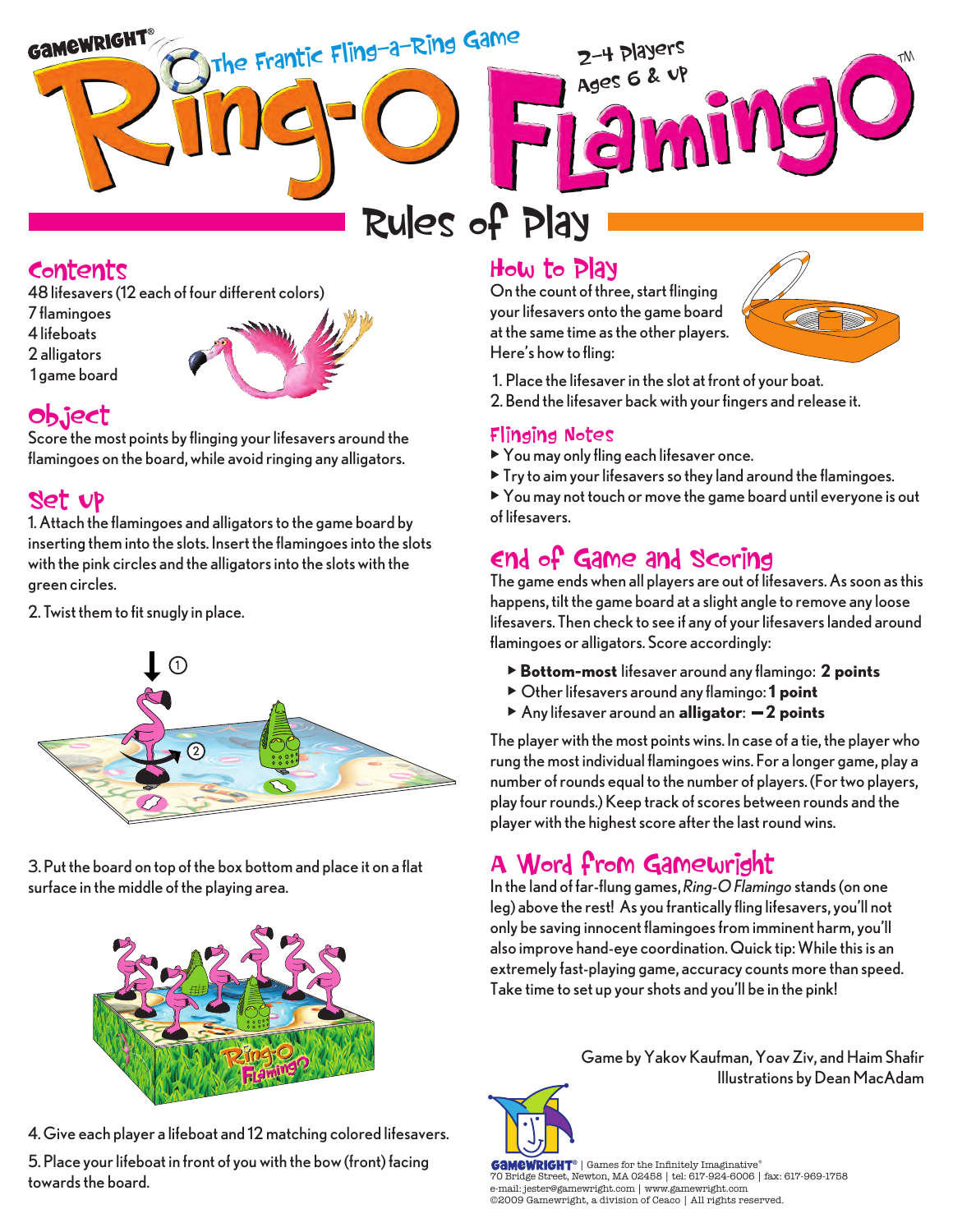GAMEWRIGHT®

The Frantic Fling-a-Ring Game

# Ring-O Flamingo™

2-4 Players
Ages 6 & up

## Rules of Play

## Contents

48 lifesavers (12 each of four different colors)
7 flamingoes
4 lifeboats
2 alligators
1 game board

## Object

Score the most points by flinging your lifesavers around the flamingoes on the board, while avoid ringing any alligators.

## Set up

1. Attach the flamingoes and alligators to the game board by inserting them into the slots. Insert the flamingoes into the slots with the pink circles and the alligators into the slots with the green circles.

2. Twist them to fit snugly in place.

3. Put the board on top of the box bottom and place it on a flat surface in the middle of the playing area.

4. Give each player a lifeboat and 12 matching colored lifesavers.

5. Place your lifeboat in front of you with the bow (front) facing towards the board.

## How to Play

On the count of three, start flinging your lifesavers onto the game board at the same time as the other players. Here's how to fling:

1. Place the lifesaver in the slot at front of your boat.
2. Bend the lifesaver back with your fingers and release it.

## Flinging Notes

- You may only fling each lifesaver once.
- Try to aim your lifesavers so they land around the flamingoes.
- You may not touch or move the game board until everyone is out of lifesavers.

## End of Game and Scoring

The game ends when all players are out of lifesavers. As soon as this happens, tilt the game board at a slight angle to remove any loose lifesavers. Then check to see if any of your lifesavers landed around flamingoes or alligators. Score accordingly:

- **Bottom-most** lifesaver around any flamingo: **2 points**
- Other lifesavers around any flamingo: **1 point**
- Any lifesaver around an **alligator**: **–2 points**

The player with the most points wins. In case of a tie, the player who rung the most individual flamingoes wins. For a longer game, play a number of rounds equal to the number of players. (For two players, play four rounds.) Keep track of scores between rounds and the player with the highest score after the last round wins.

## A Word from Gamewright

In the land of far-flung games, *Ring-O Flamingo* stands (on one leg) above the rest! As you frantically fling lifesavers, you'll not only be saving innocent flamingoes from imminent harm, you'll also improve hand-eye coordination. Quick tip: While this is an extremely fast-playing game, accuracy counts more than speed. Take time to set up your shots and you'll be in the pink!

Game by Yakov Kaufman, Yoav Ziv, and Haim Shafir
Illustrations by Dean MacAdam

GAMEWRIGHT® | Games for the Infinitely Imaginative®
70 Bridge Street, Newton, MA 02458 | tel: 617-924-6006 | fax: 617-969-1758
e-mail: jester@gamewright.com | www.gamewright.com
©2009 Gamewright, a division of Ceaco | All rights reserved.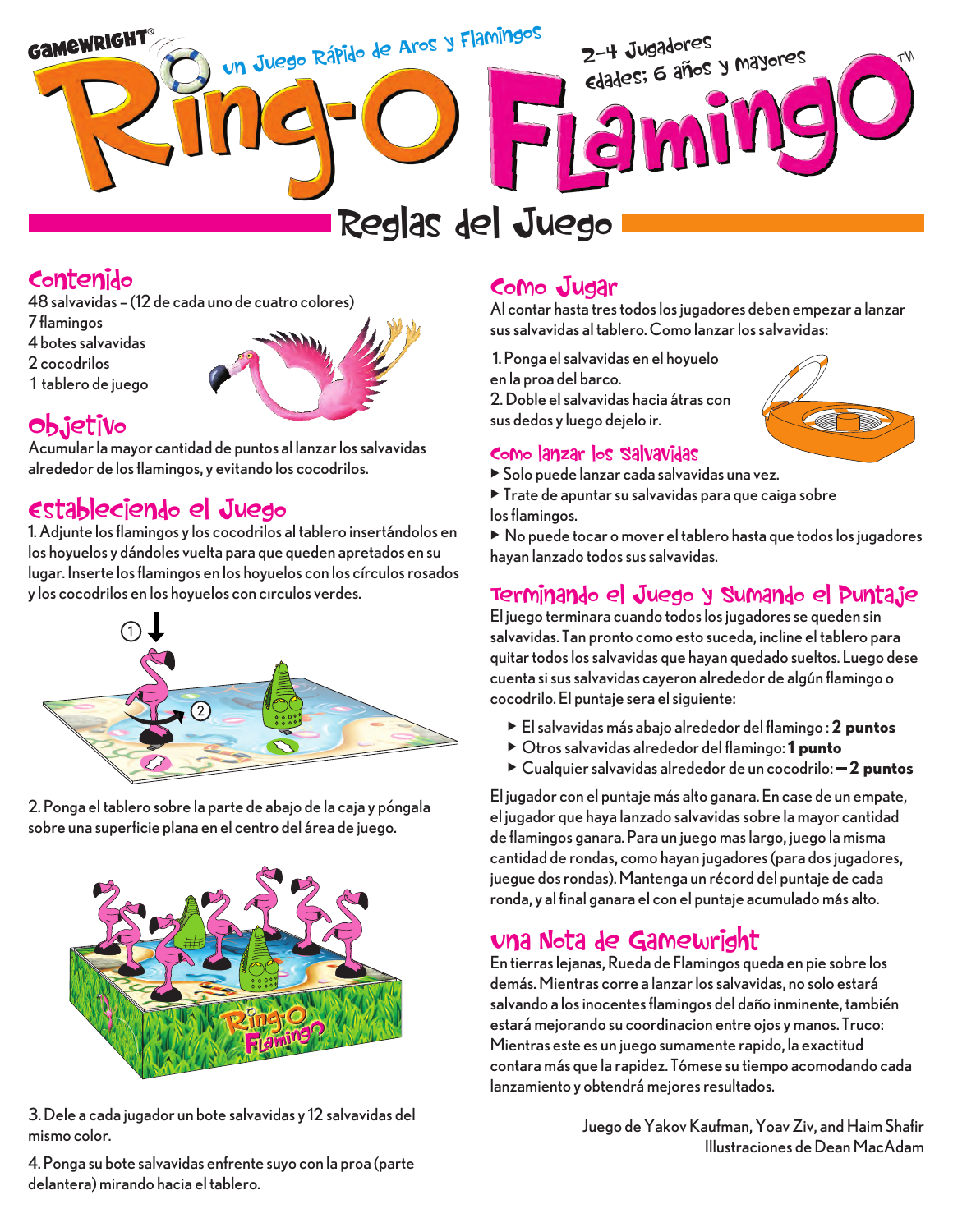GAMEWRIGHT®

Un Juego Rápido de Aros y Flamingos

2–4 Jugadores

Edades: 6 años y mayores

# Ring-O Flamingo™

## Reglas del Juego

### Contenido

48 salvavidas – (12 de cada uno de cuatro colores)
7 flamingos
4 botes salvavidas
2 cocodrilos
1 tablero de juego

### Objetivo

Acumular la mayor cantidad de puntos al lanzar los salvavidas alrededor de los flamingos, y evitando los cocodrilos.

### Estableciendo el Juego

1. Adjunte los flamingos y los cocodrilos al tablero insertándolos en los hoyuelos y dándoles vuelta para que queden apretados en su lugar. Inserte los flamingos en los hoyuelos con los círculos rosados y los cocodrilos en los hoyuelos con cırculos verdes.

2. Ponga el tablero sobre la parte de abajo de la caja y póngala sobre una superficie plana en el centro del área de juego.

3. Dele a cada jugador un bote salvavidas y 12 salvavidas del mismo color.

4. Ponga su bote salvavidas enfrente suyo con la proa (parte delantera) mirando hacia el tablero.

### Como Jugar

Al contar hasta tres todos los jugadores deben empezar a lanzar sus salvavidas al tablero. Como lanzar los salvavidas:

1. Ponga el salvavidas en el hoyuelo en la proa del barco.
2. Doble el salvavidas hacia átras con sus dedos y luego dejelo ir.

#### Como lanzar los Salvavidas

- Solo puede lanzar cada salvavidas una vez.
- Trate de apuntar su salvavidas para que caiga sobre los flamingos.
- No puede tocar o mover el tablero hasta que todos los jugadores hayan lanzado todos sus salvavidas.

### Terminando el Juego y Sumando el Puntaje

El juego terminara cuando todos los jugadores se queden sin salvavidas. Tan pronto como esto suceda, incline el tablero para quitar todos los salvavidas que hayan quedado sueltos. Luego dese cuenta si sus salvavidas cayeron alrededor de algún flamingo o cocodrilo. El puntaje sera el siguiente:

- El salvavidas más abajo alrededor del flamingo : **2 puntos**
- Otros salvavidas alrededor del flamingo: **1 punto**
- Cualquier salvavidas alrededor de un cocodrilo: **–2 puntos**

El jugador con el puntaje más alto ganara. En case de un empate, el jugador que haya lanzado salvavidas sobre la mayor cantidad de flamingos ganara. Para un juego mas largo, juego la misma cantidad de rondas, como hayan jugadores (para dos jugadores, juegue dos rondas). Mantenga un récord del puntaje de cada ronda, y al final ganara el con el puntaje acumulado más alto.

### Una Nota de Gamewright

En tierras lejanas, Rueda de Flamingos queda en pie sobre los demás. Mientras corre a lanzar los salvavidas, no solo estará salvando a los inocentes flamingos del daño inminente, también estará mejorando su coordinacion entre ojos y manos. Truco: Mientras este es un juego sumamente rapido, la exactitud contara más que la rapidez. Tómese su tiempo acomodando cada lanzamiento y obtendrá mejores resultados.

Juego de Yakov Kaufman, Yoav Ziv, and Haim Shafir
Illustraciones de Dean MacAdam